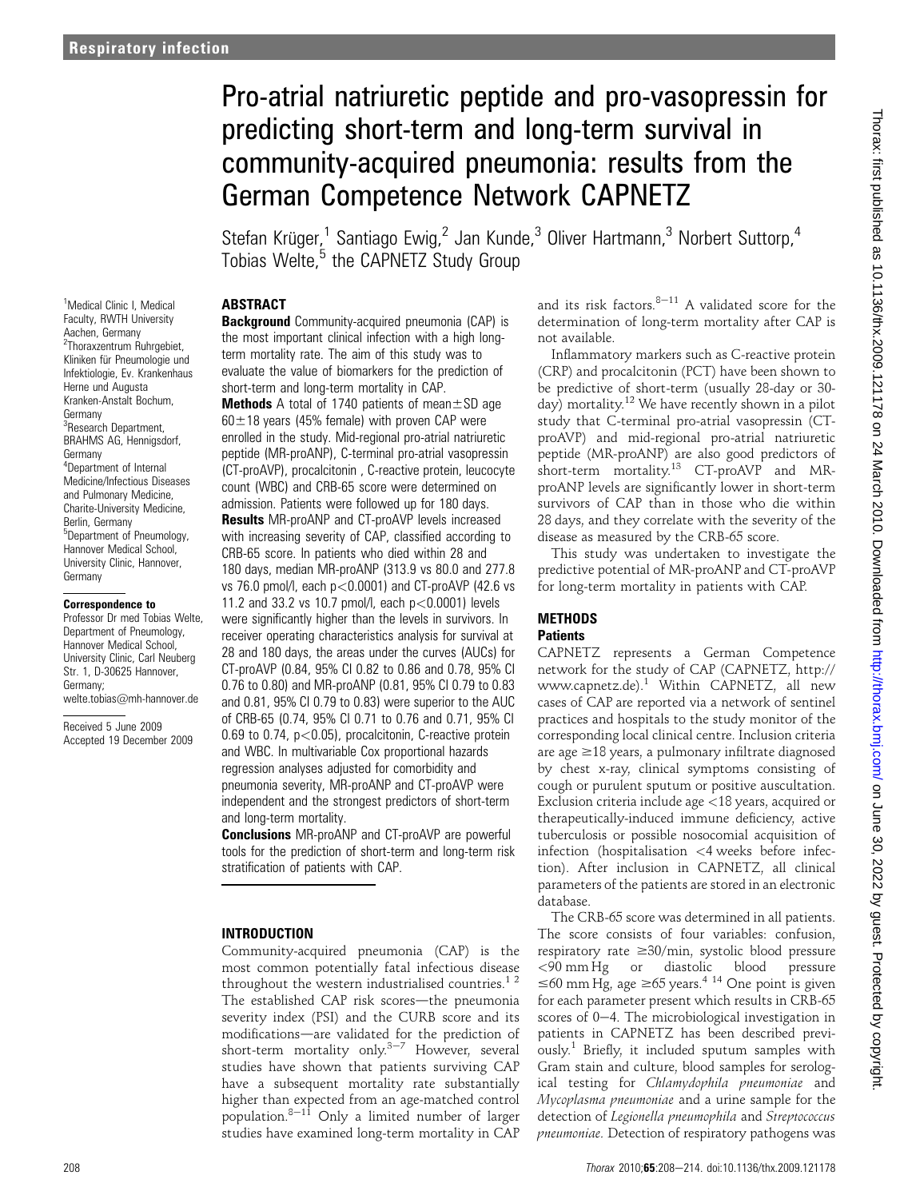# Pro-atrial natriuretic peptide and pro-vasopressin for predicting short-term and long-term survival in community-acquired pneumonia: results from the German Competence Network CAPNETZ

Stefan Krüger,[1] Santiago Ewig,[2] Jan Kunde,[3] Oliver Hartmann,[3] Norbert Suttorp,[4] Tobias Welte,[5] the CAPNETZ Study Group

[1]Medical Clinic I, Medical Faculty, RWTH University Aachen, Germany
[2]Thoraxzentrum Ruhrgebiet, Kliniken für Pneumologie und Infektiologie, Ev. Krankenhaus Herne und Augusta Kranken-Anstalt Bochum, Germany
[3]Research Department, BRAHMS AG, Hennigsdorf, Germany
[4]Department of Internal Medicine/Infectious Diseases and Pulmonary Medicine, Charite-University Medicine, Berlin, Germany
[5]Department of Pneumology, Hannover Medical School, University Clinic, Hannover, Germany

**Correspondence to**
Professor Dr med Tobias Welte, Department of Pneumology, Hannover Medical School, University Clinic, Carl Neuberg Str. 1, D-30625 Hannover, Germany; welte.tobias@mh-hannover.de

Received 5 June 2009
Accepted 19 December 2009

## ABSTRACT

**Background** Community-acquired pneumonia (CAP) is the most important clinical infection with a high long-term mortality rate. The aim of this study was to evaluate the value of biomarkers for the prediction of short-term and long-term mortality in CAP.

**Methods** A total of 1740 patients of mean±SD age 60±18 years (45% female) with proven CAP were enrolled in the study. Mid-regional pro-atrial natriuretic peptide (MR-proANP), C-terminal pro-atrial vasopressin (CT-proAVP), procalcitonin , C-reactive protein, leucocyte count (WBC) and CRB-65 score were determined on admission. Patients were followed up for 180 days.

**Results** MR-proANP and CT-proAVP levels increased with increasing severity of CAP, classified according to CRB-65 score. In patients who died within 28 and 180 days, median MR-proANP (313.9 vs 80.0 and 277.8 vs 76.0 pmol/l, each $p<0.0001$) and CT-proAVP (42.6 vs 11.2 and 33.2 vs 10.7 pmol/l, each $p<0.0001$) levels were significantly higher than the levels in survivors. In receiver operating characteristics analysis for survival at 28 and 180 days, the areas under the curves (AUCs) for CT-proAVP (0.84, 95% CI 0.82 to 0.86 and 0.78, 95% CI 0.76 to 0.80) and MR-proANP (0.81, 95% CI 0.79 to 0.83 and 0.81, 95% CI 0.79 to 0.83) were superior to the AUC of CRB-65 (0.74, 95% CI 0.71 to 0.76 and 0.71, 95% CI 0.69 to 0.74, $p<0.05$), procalcitonin, C-reactive protein and WBC. In multivariable Cox proportional hazards regression analyses adjusted for comorbidity and pneumonia severity, MR-proANP and CT-proAVP were independent and the strongest predictors of short-term and long-term mortality.

**Conclusions** MR-proANP and CT-proAVP are powerful tools for the prediction of short-term and long-term risk stratification of patients with CAP.

## INTRODUCTION

Community-acquired pneumonia (CAP) is the most common potentially fatal infectious disease throughout the western industrialised countries.[1 2] The established CAP risk scores—the pneumonia severity index (PSI) and the CURB score and its modifications—are validated for the prediction of short-term mortality only.[3–7] However, several studies have shown that patients surviving CAP have a subsequent mortality rate substantially higher than expected from an age-matched control population.[8–11] Only a limited number of larger studies have examined long-term mortality in CAP and its risk factors.[8–11] A validated score for the determination of long-term mortality after CAP is not available.

Inflammatory markers such as C-reactive protein (CRP) and procalcitonin (PCT) have been shown to be predictive of short-term (usually 28-day or 30-day) mortality.[12] We have recently shown in a pilot study that C-terminal pro-atrial vasopressin (CT-proAVP) and mid-regional pro-atrial natriuretic peptide (MR-proANP) are also good predictors of short-term mortality.[13] CT-proAVP and MR-proANP levels are significantly lower in short-term survivors of CAP than in those who die within 28 days, and they correlate with the severity of the disease as measured by the CRB-65 score.

This study was undertaken to investigate the predictive potential of MR-proANP and CT-proAVP for long-term mortality in patients with CAP.

## METHODS

### Patients

CAPNETZ represents a German Competence network for the study of CAP (CAPNETZ, http://www.capnetz.de).[1] Within CAPNETZ, all new cases of CAP are reported via a network of sentinel practices and hospitals to the study monitor of the corresponding local clinical centre. Inclusion criteria are age ≥18 years, a pulmonary infiltrate diagnosed by chest x-ray, clinical symptoms consisting of cough or purulent sputum or positive auscultation. Exclusion criteria include age <18 years, acquired or therapeutically-induced immune deficiency, active tuberculosis or possible nosocomial acquisition of infection (hospitalisation <4 weeks before infection). After inclusion in CAPNETZ, all clinical parameters of the patients are stored in an electronic database.

The CRB-65 score was determined in all patients. The score consists of four variables: confusion, respiratory rate ≥30/min, systolic blood pressure <90 mm Hg or diastolic blood pressure ≤60 mm Hg, age ≥65 years.[4 14] One point is given for each parameter present which results in CRB-65 scores of 0–4. The microbiological investigation in patients in CAPNETZ has been described previously.[1] Briefly, it included sputum samples with Gram stain and culture, blood samples for serological testing for *Chlamydophila pneumoniae* and *Mycoplasma pneumoniae* and a urine sample for the detection of *Legionella pneumophila* and *Streptococcus pneumoniae*. Detection of respiratory pathogens was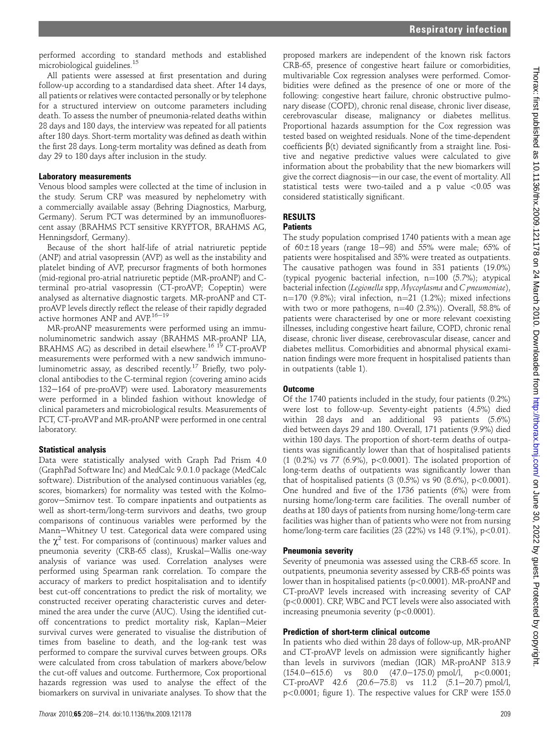performed according to standard methods and established microbiological guidelines.[15]

All patients were assessed at first presentation and during follow-up according to a standardised data sheet. After 14 days, all patients or relatives were contacted personally or by telephone for a structured interview on outcome parameters including death. To assess the number of pneumonia-related deaths within 28 days and 180 days, the interview was repeated for all patients after 180 days. Short-term mortality was defined as death within the first 28 days. Long-term mortality was defined as death from day 29 to 180 days after inclusion in the study.

### Laboratory measurements

Venous blood samples were collected at the time of inclusion in the study. Serum CRP was measured by nephelometry with a commercially available assay (Behring Diagnostics, Marburg, Germany). Serum PCT was determined by an immunofluorescent assay (BRAHMS PCT sensitive KRYPTOR, BRAHMS AG, Henningsdorf, Germany).

Because of the short half-life of atrial natriuretic peptide (ANP) and atrial vasopressin (AVP) as well as the instability and platelet binding of AVP, precursor fragments of both hormones (mid-regional pro-atrial natriuretic peptide (MR-proANP) and C-terminal pro-atrial vasopressin (CT-proAVP; Copeptin) were analysed as alternative diagnostic targets. MR-proANP and CT-proAVP levels directly reflect the release of their rapidly degraded active hormones ANP and AVP.[16–19]

MR-proANP measurements were performed using an immunoluminometric sandwich assay (BRAHMS MR-proANP LIA, BRAHMS AG) as described in detail elsewhere.[16 19] CT-proAVP measurements were performed with a new sandwich immunoluminometric assay, as described recently.[17] Briefly, two polyclonal antibodies to the C-terminal region (covering amino acids 132–164 of pre-proAVP) were used. Laboratory measurements were performed in a blinded fashion without knowledge of clinical parameters and microbiological results. Measurements of PCT, CT-proAVP and MR-proANP were performed in one central laboratory.

### Statistical analysis

Data were statistically analysed with Graph Pad Prism 4.0 (GraphPad Software Inc) and MedCalc 9.0.1.0 package (MedCalc software). Distribution of the analysed continuous variables (eg, scores, biomarkers) for normality was tested with the Kolmogorov–Smirnov test. To compare inpatients and outpatients as well as short-term/long-term survivors and deaths, two group comparisons of continuous variables were performed by the Mann–Whitney U test. Categorical data were compared using the $\chi^2$ test. For comparisons of (continuous) marker values and pneumonia severity (CRB-65 class), Kruskal–Wallis one-way analysis of variance was used. Correlation analyses were performed using Spearman rank correlation. To compare the accuracy of markers to predict hospitalisation and to identify best cut-off concentrations to predict the risk of mortality, we constructed receiver operating characteristic curves and determined the area under the curve (AUC). Using the identified cut-off concentrations to predict mortality risk, Kaplan–Meier survival curves were generated to visualise the distribution of times from baseline to death, and the log-rank test was performed to compare the survival curves between groups. ORs were calculated from cross tabulation of markers above/below the cut-off values and outcome. Furthermore, Cox proportional hazards regression was used to analyse the effect of the biomarkers on survival in univariate analyses. To show that the proposed markers are independent of the known risk factors CRB-65, presence of congestive heart failure or comorbidities, multivariable Cox regression analyses were performed. Comorbidities were defined as the presence of one or more of the following: congestive heart failure, chronic obstructive pulmonary disease (COPD), chronic renal disease, chronic liver disease, cerebrovascular disease, malignancy or diabetes mellitus. Proportional hazards assumption for the Cox regression was tested based on weighted residuals. None of the time-dependent coefficients $\beta(t)$ deviated significantly from a straight line. Positive and negative predictive values were calculated to give information about the probability that the new biomarkers will give the correct diagnosis—in our case, the event of mortality. All statistical tests were two-tailed and a p value $<0.05$ was considered statistically significant.

## RESULTS

### Patients

The study population comprised 1740 patients with a mean age of 60±18 years (range 18–98) and 55% were male; 65% of patients were hospitalised and 35% were treated as outpatients. The causative pathogen was found in 331 patients (19.0%) (typical pyogenic bacterial infection, n=100 (5.7%); atypical bacterial infection (*Legionella* spp, *Mycoplasma* and *C pneumoniae*), n=170 (9.8%); viral infection, n=21 (1.2%); mixed infections with two or more pathogens, n=40 (2.3%)). Overall, 58.8% of patients were characterised by one or more relevant coexisting illnesses, including congestive heart failure, COPD, chronic renal disease, chronic liver disease, cerebrovascular disease, cancer and diabetes mellitus. Comorbidities and abnormal physical examination findings were more frequent in hospitalised patients than in outpatients (table 1).

### Outcome

Of the 1740 patients included in the study, four patients (0.2%) were lost to follow-up. Seventy-eight patients (4.5%) died within 28 days and an additional 93 patients (5.6%) died between days 29 and 180. Overall, 171 patients (9.9%) died within 180 days. The proportion of short-term deaths of outpatients was significantly lower than that of hospitalised patients (1 (0.2%) vs 77 (6.9%), p<0.0001). The isolated proportion of long-term deaths of outpatients was significantly lower than that of hospitalised patients (3 (0.5%) vs 90 (8.6%), p<0.0001). One hundred and five of the 1736 patients (6%) were from nursing home/long-term care facilities. The overall number of deaths at 180 days of patients from nursing home/long-term care facilities was higher than of patients who were not from nursing home/long-term care facilities (23 (22%) vs 148 (9.1%), p<0.01).

### Pneumonia severity

Severity of pneumonia was assessed using the CRB-65 score. In outpatients, pneumonia severity assessed by CRB-65 points was lower than in hospitalised patients (p<0.0001). MR-proANP and CT-proAVP levels increased with increasing severity of CAP (p<0.0001). CRP, WBC and PCT levels were also associated with increasing pneumonia severity (p<0.0001).

### Prediction of short-term clinical outcome

In patients who died within 28 days of follow-up, MR-proANP and CT-proAVP levels on admission were significantly higher than levels in survivors (median (IQR) MR-proANP 313.9 (154.0–615.6) vs 80.0 (47.0–175.0) pmol/l, p<0.0001; CT-proAVP 42.6 (20.6–75.8) vs 11.2 (5.1–20.7) pmol/l, p<0.0001; figure 1). The respective values for CRP were 155.0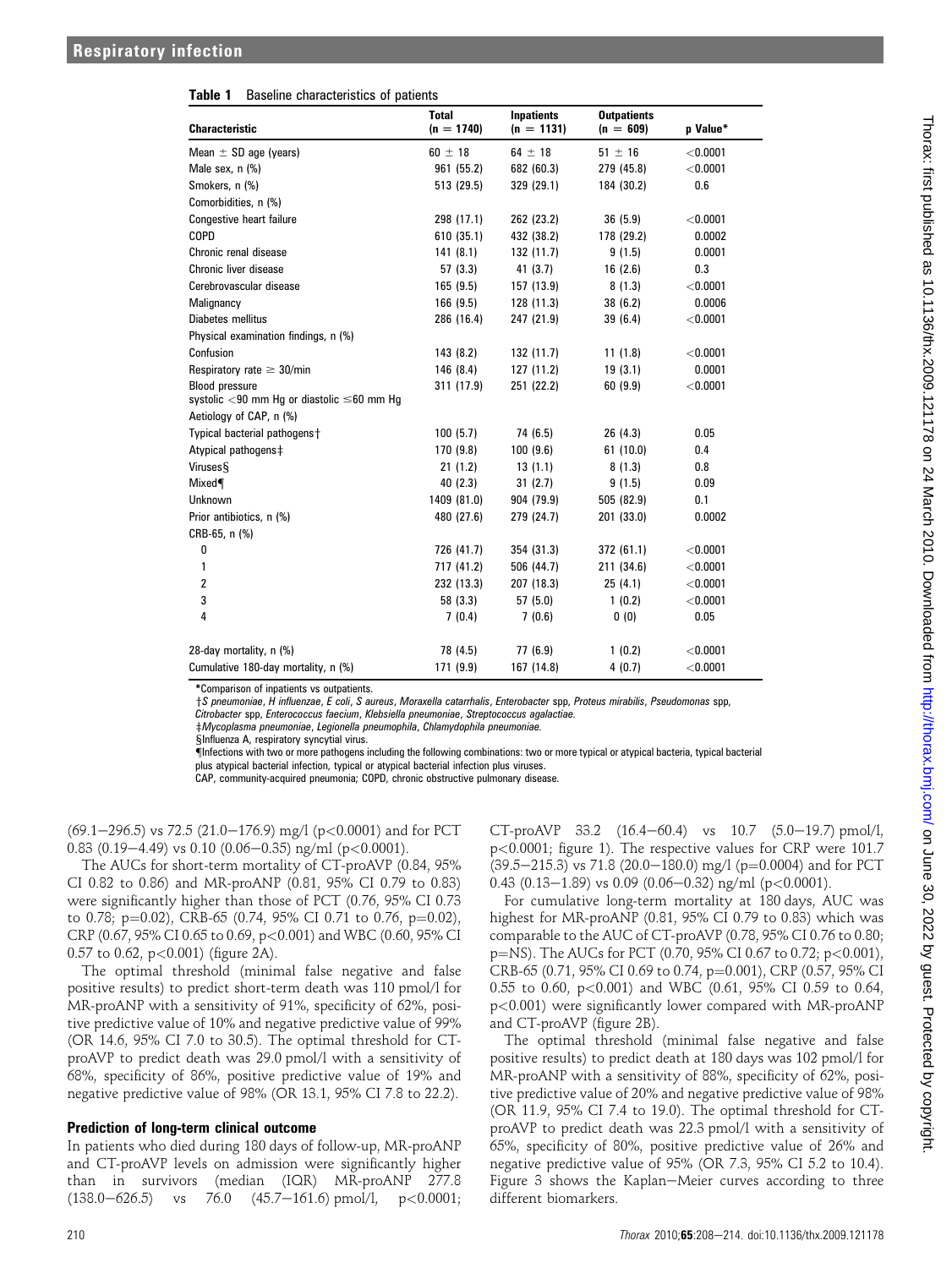**Table 1** Baseline characteristics of patients

| Characteristic | Total (n = 1740) | Inpatients (n = 1131) | Outpatients (n = 609) | p Value* |
|---|---|---|---|---|
| Mean ± SD age (years) | 60 ± 18 | 64 ± 18 | 51 ± 16 | <0.0001 |
| Male sex, n (%) | 961 (55.2) | 682 (60.3) | 279 (45.8) | <0.0001 |
| Smokers, n (%) | 513 (29.5) | 329 (29.1) | 184 (30.2) | 0.6 |
| Comorbidities, n (%) | | | | |
| Congestive heart failure | 298 (17.1) | 262 (23.2) | 36 (5.9) | <0.0001 |
| COPD | 610 (35.1) | 432 (38.2) | 178 (29.2) | 0.0002 |
| Chronic renal disease | 141 (8.1) | 132 (11.7) | 9 (1.5) | 0.0001 |
| Chronic liver disease | 57 (3.3) | 41 (3.7) | 16 (2.6) | 0.3 |
| Cerebrovascular disease | 165 (9.5) | 157 (13.9) | 8 (1.3) | <0.0001 |
| Malignancy | 166 (9.5) | 128 (11.3) | 38 (6.2) | 0.0006 |
| Diabetes mellitus | 286 (16.4) | 247 (21.9) | 39 (6.4) | <0.0001 |
| Physical examination findings, n (%) | | | | |
| Confusion | 143 (8.2) | 132 (11.7) | 11 (1.8) | <0.0001 |
| Respiratory rate ≥ 30/min | 146 (8.4) | 127 (11.2) | 19 (3.1) | 0.0001 |
| Blood pressure systolic <90 mm Hg or diastolic ≤60 mm Hg | 311 (17.9) | 251 (22.2) | 60 (9.9) | <0.0001 |
| Aetiology of CAP, n (%) | | | | |
| Typical bacterial pathogens† | 100 (5.7) | 74 (6.5) | 26 (4.3) | 0.05 |
| Atypical pathogens‡ | 170 (9.8) | 100 (9.6) | 61 (10.0) | 0.4 |
| Viruses§ | 21 (1.2) | 13 (1.1) | 8 (1.3) | 0.8 |
| Mixed¶ | 40 (2.3) | 31 (2.7) | 9 (1.5) | 0.09 |
| Unknown | 1409 (81.0) | 904 (79.9) | 505 (82.9) | 0.1 |
| Prior antibiotics, n (%) | 480 (27.6) | 279 (24.7) | 201 (33.0) | 0.0002 |
| CRB-65, n (%) | | | | |
| 0 | 726 (41.7) | 354 (31.3) | 372 (61.1) | <0.0001 |
| 1 | 717 (41.2) | 506 (44.7) | 211 (34.6) | <0.0001 |
| 2 | 232 (13.3) | 207 (18.3) | 25 (4.1) | <0.0001 |
| 3 | 58 (3.3) | 57 (5.0) | 1 (0.2) | <0.0001 |
| 4 | 7 (0.4) | 7 (0.6) | 0 (0) | 0.05 |
| 28-day mortality, n (%) | 78 (4.5) | 77 (6.9) | 1 (0.2) | <0.0001 |
| Cumulative 180-day mortality, n (%) | 171 (9.9) | 167 (14.8) | 4 (0.7) | <0.0001 |

*Comparison of inpatients vs outpatients.
†*S pneumoniae*, *H influenzae*, *E coli*, *S aureus*, *Moraxella catarrhalis*, *Enterobacter* spp, *Proteus mirabilis*, *Pseudomonas* spp, *Citrobacter* spp, *Enterococcus faecium*, *Klebsiella pneumoniae*, *Streptococcus agalactiae*.
‡*Mycoplasma pneumoniae*, *Legionella pneumophila*, *Chlamydophila pneumoniae*.
§Influenza A, respiratory syncytial virus.
¶Infections with two or more pathogens including the following combinations: two or more typical or atypical bacteria, typical bacterial plus atypical bacterial infection, typical or atypical bacterial infection plus viruses.
CAP, community-acquired pneumonia; COPD, chronic obstructive pulmonary disease.

(69.1–296.5) vs 72.5 (21.0–176.9) mg/l (p<0.0001) and for PCT 0.83 (0.19–4.49) vs 0.10 (0.06–0.35) ng/ml (p<0.0001).

The AUCs for short-term mortality of CT-proAVP (0.84, 95% CI 0.82 to 0.86) and MR-proANP (0.81, 95% CI 0.79 to 0.83) were significantly higher than those of PCT (0.76, 95% CI 0.73 to 0.78; p=0.02), CRB-65 (0.74, 95% CI 0.71 to 0.76, p=0.02), CRP (0.67, 95% CI 0.65 to 0.69, p<0.001) and WBC (0.60, 95% CI 0.57 to 0.62, p<0.001) (figure 2A).

The optimal threshold (minimal false negative and false positive results) to predict short-term death was 110 pmol/l for MR-proANP with a sensitivity of 91%, specificity of 62%, positive predictive value of 10% and negative predictive value of 99% (OR 14.6, 95% CI 7.0 to 30.5). The optimal threshold for CT-proAVP to predict death was 29.0 pmol/l with a sensitivity of 68%, specificity of 86%, positive predictive value of 19% and negative predictive value of 98% (OR 13.1, 95% CI 7.8 to 22.2).

### Prediction of long-term clinical outcome

In patients who died during 180 days of follow-up, MR-proANP and CT-proAVP levels on admission were significantly higher than in survivors (median (IQR) MR-proANP 277.8 (138.0–626.5) vs 76.0 (45.7–161.6) pmol/l, p<0.0001; CT-proAVP 33.2 (16.4–60.4) vs 10.7 (5.0–19.7) pmol/l, p<0.0001; figure 1). The respective values for CRP were 101.7 (39.5–215.3) vs 71.8 (20.0–180.0) mg/l (p=0.0004) and for PCT 0.43 (0.13–1.89) vs 0.09 (0.06–0.32) ng/ml (p<0.0001).

For cumulative long-term mortality at 180 days, AUC was highest for MR-proANP (0.81, 95% CI 0.79 to 0.83) which was comparable to the AUC of CT-proAVP (0.78, 95% CI 0.76 to 0.80; p=NS). The AUCs for PCT (0.70, 95% CI 0.67 to 0.72; p<0.001), CRB-65 (0.71, 95% CI 0.69 to 0.74, p=0.001), CRP (0.57, 95% CI 0.55 to 0.60, p<0.001) and WBC (0.61, 95% CI 0.59 to 0.64, p<0.001) were significantly lower compared with MR-proANP and CT-proAVP (figure 2B).

The optimal threshold (minimal false negative and false positive results) to predict death at 180 days was 102 pmol/l for MR-proANP with a sensitivity of 88%, specificity of 62%, positive predictive value of 20% and negative predictive value of 98% (OR 11.9, 95% CI 7.4 to 19.0). The optimal threshold for CT-proAVP to predict death was 22.3 pmol/l with a sensitivity of 65%, specificity of 80%, positive predictive value of 26% and negative predictive value of 95% (OR 7.3, 95% CI 5.2 to 10.4). Figure 3 shows the Kaplan–Meier curves according to three different biomarkers.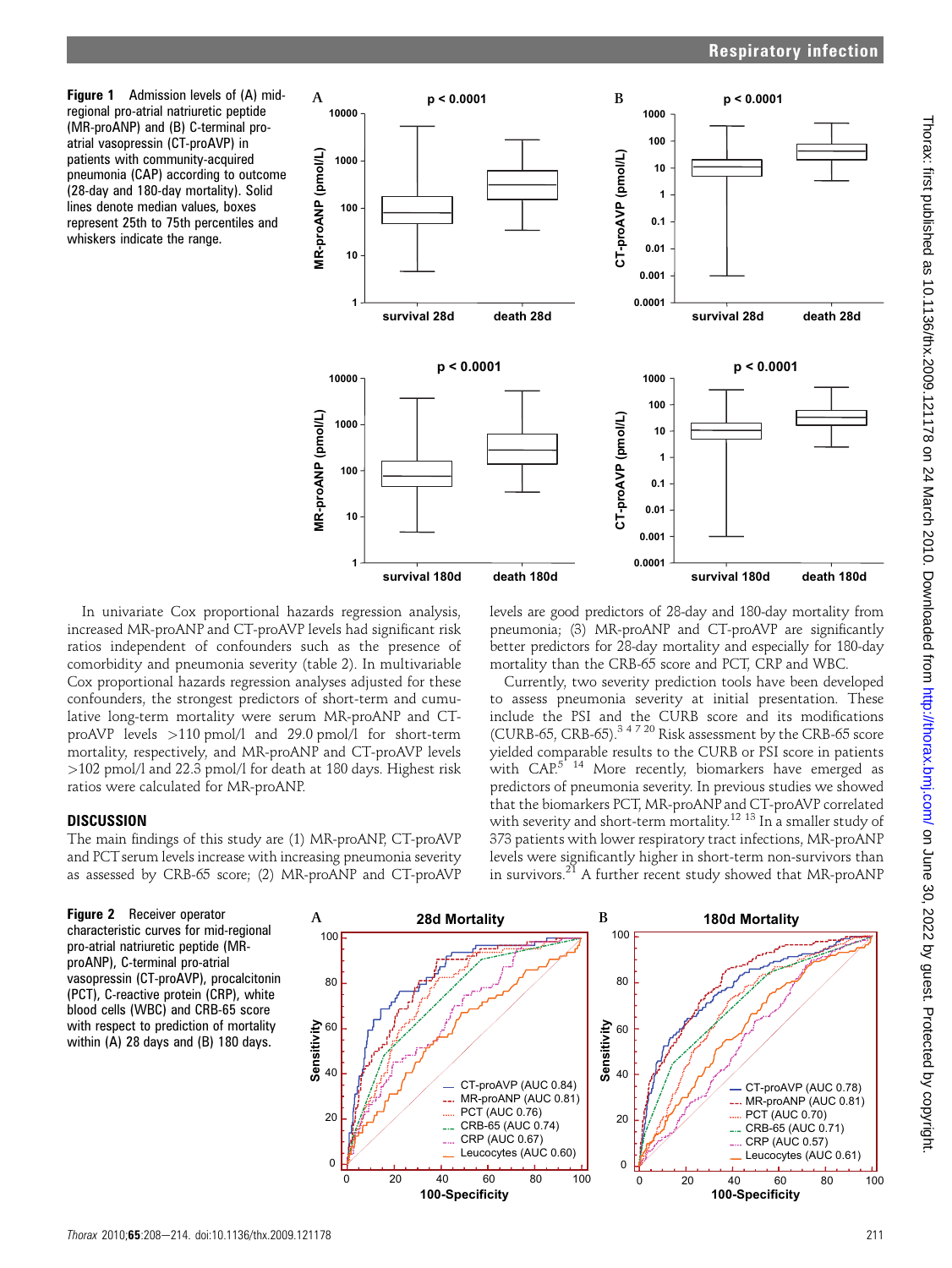**Figure 1** Admission levels of (A) mid-regional pro-atrial natriuretic peptide (MR-proANP) and (B) C-terminal pro-atrial vasopressin (CT-proAVP) in patients with community-acquired pneumonia (CAP) according to outcome (28-day and 180-day mortality). Solid lines denote median values, boxes represent 25th to 75th percentiles and whiskers indicate the range.

In univariate Cox proportional hazards regression analysis, increased MR-proANP and CT-proAVP levels had significant risk ratios independent of confounders such as the presence of comorbidity and pneumonia severity (table 2). In multivariable Cox proportional hazards regression analyses adjusted for these confounders, the strongest predictors of short-term and cumulative long-term mortality were serum MR-proANP and CT-proAVP levels >110 pmol/l and 29.0 pmol/l for short-term mortality, respectively, and MR-proANP and CT-proAVP levels >102 pmol/l and 22.3 pmol/l for death at 180 days. Highest risk ratios were calculated for MR-proANP.

## DISCUSSION

The main findings of this study are (1) MR-proANP, CT-proAVP and PCT serum levels increase with increasing pneumonia severity as assessed by CRB-65 score; (2) MR-proANP and CT-proAVP levels are good predictors of 28-day and 180-day mortality from pneumonia; (3) MR-proANP and CT-proAVP are significantly better predictors for 28-day mortality and especially for 180-day mortality than the CRB-65 score and PCT, CRP and WBC.

Currently, two severity prediction tools have been developed to assess pneumonia severity at initial presentation. These include the PSI and the CURB score and its modifications (CURB-65, CRB-65).[3 4 7 20] Risk assessment by the CRB-65 score yielded comparable results to the CURB or PSI score in patients with CAP.[5 14] More recently, biomarkers have emerged as predictors of pneumonia severity. In previous studies we showed that the biomarkers PCT, MR-proANP and CT-proAVP correlated with severity and short-term mortality.[12 13] In a smaller study of 373 patients with lower respiratory tract infections, MR-proANP levels were significantly higher in short-term non-survivors than in survivors.[21] A further recent study showed that MR-proANP

**Figure 2** Receiver operator characteristic curves for mid-regional pro-atrial natriuretic peptide (MR-proANP), C-terminal pro-atrial vasopressin (CT-proAVP), procalcitonin (PCT), C-reactive protein (CRP), white blood cells (WBC) and CRB-65 score with respect to prediction of mortality within (A) 28 days and (B) 180 days.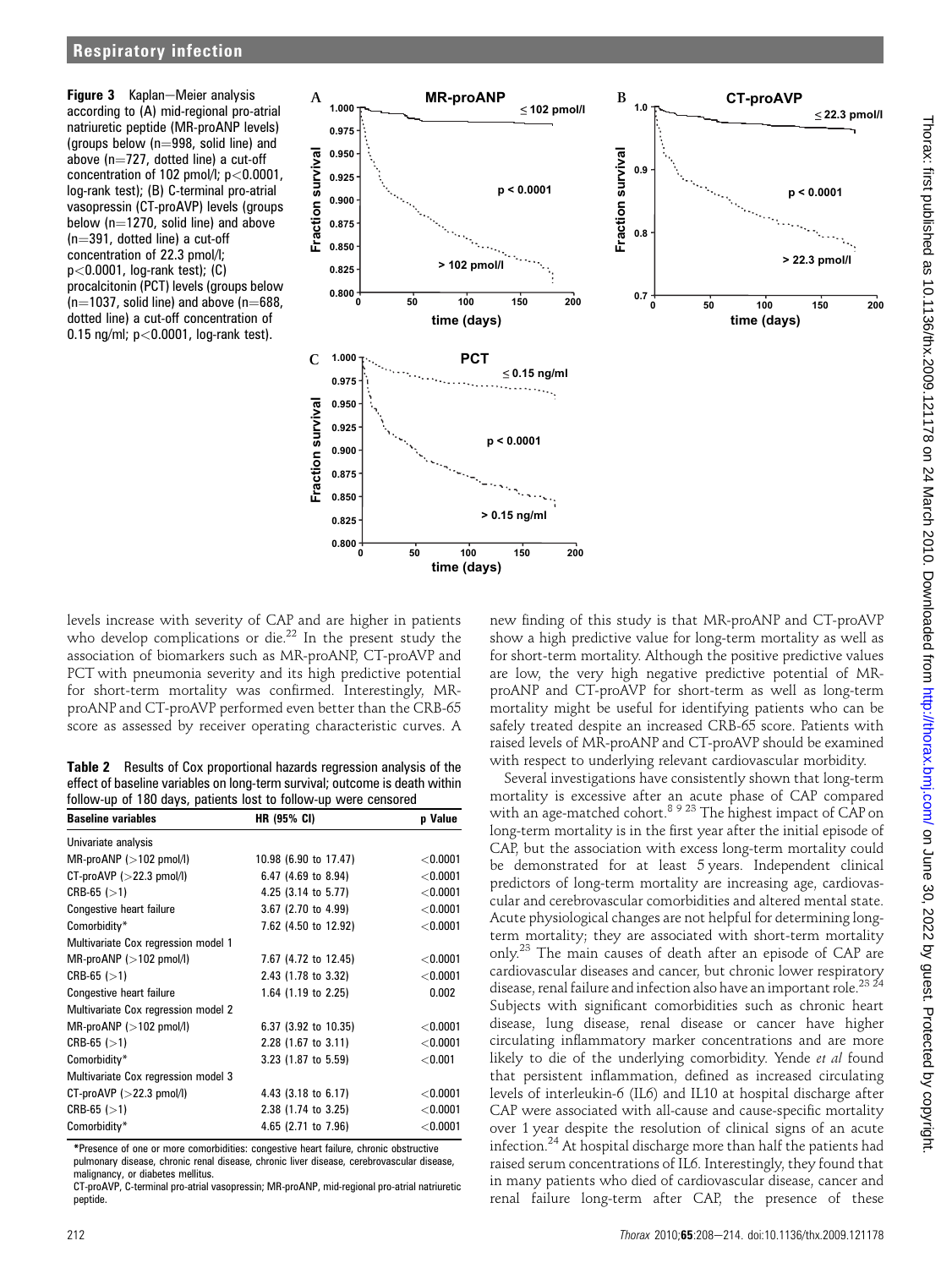**Figure 3** Kaplan–Meier analysis according to (A) mid-regional pro-atrial natriuretic peptide (MR-proANP levels) (groups below (n=998, solid line) and above (n=727, dotted line) a cut-off concentration of 102 pmol/l; $p<0.0001$, log-rank test); (B) C-terminal pro-atrial vasopressin (CT-proAVP) levels (groups below (n=1270, solid line) and above (n=391, dotted line) a cut-off concentration of 22.3 pmol/l; $p<0.0001$, log-rank test); (C) procalcitonin (PCT) levels (groups below (n=1037, solid line) and above (n=688, dotted line) a cut-off concentration of 0.15 ng/ml; $p<0.0001$, log-rank test).

levels increase with severity of CAP and are higher in patients who develop complications or die.[22] In the present study the association of biomarkers such as MR-proANP, CT-proAVP and PCT with pneumonia severity and its high predictive potential for short-term mortality was confirmed. Interestingly, MR-proANP and CT-proAVP performed even better than the CRB-65 score as assessed by receiver operating characteristic curves. A new finding of this study is that MR-proANP and CT-proAVP show a high predictive value for long-term mortality as well as for short-term mortality. Although the positive predictive values are low, the very high negative predictive potential of MR-proANP and CT-proAVP for short-term as well as long-term mortality might be useful for identifying patients who can be safely treated despite an increased CRB-65 score. Patients with raised levels of MR-proANP and CT-proAVP should be examined with respect to underlying relevant cardiovascular morbidity.

**Table 2** Results of Cox proportional hazards regression analysis of the effect of baseline variables on long-term survival; outcome is death within follow-up of 180 days, patients lost to follow-up were censored

| Baseline variables | HR (95% CI) | p Value |
|---|---|---|
| Univariate analysis | | |
| MR-proANP (>102 pmol/l) | 10.98 (6.90 to 17.47) | <0.0001 |
| CT-proAVP (>22.3 pmol/l) | 6.47 (4.69 to 8.94) | <0.0001 |
| CRB-65 (>1) | 4.25 (3.14 to 5.77) | <0.0001 |
| Congestive heart failure | 3.67 (2.70 to 4.99) | <0.0001 |
| Comorbidity* | 7.62 (4.50 to 12.92) | <0.0001 |
| Multivariate Cox regression model 1 | | |
| MR-proANP (>102 pmol/l) | 7.67 (4.72 to 12.45) | <0.0001 |
| CRB-65 (>1) | 2.43 (1.78 to 3.32) | <0.0001 |
| Congestive heart failure | 1.64 (1.19 to 2.25) | 0.002 |
| Multivariate Cox regression model 2 | | |
| MR-proANP (>102 pmol/l) | 6.37 (3.92 to 10.35) | <0.0001 |
| CRB-65 (>1) | 2.28 (1.67 to 3.11) | <0.0001 |
| Comorbidity* | 3.23 (1.87 to 5.59) | <0.001 |
| Multivariate Cox regression model 3 | | |
| CT-proAVP (>22.3 pmol/l) | 4.43 (3.18 to 6.17) | <0.0001 |
| CRB-65 (>1) | 2.38 (1.74 to 3.25) | <0.0001 |
| Comorbidity* | 4.65 (2.71 to 7.96) | <0.0001 |

*Presence of one or more comorbidities: congestive heart failure, chronic obstructive pulmonary disease, chronic renal disease, chronic liver disease, cerebrovascular disease, malignancy, or diabetes mellitus.
CT-proAVP, C-terminal pro-atrial vasopressin; MR-proANP, mid-regional pro-atrial natriuretic peptide.

Several investigations have consistently shown that long-term mortality is excessive after an acute phase of CAP compared with an age-matched cohort.[8 9 23] The highest impact of CAP on long-term mortality is in the first year after the initial episode of CAP, but the association with excess long-term mortality could be demonstrated for at least 5 years. Independent clinical predictors of long-term mortality are increasing age, cardiovascular and cerebrovascular comorbidities and altered mental state. Acute physiological changes are not helpful for determining long-term mortality; they are associated with short-term mortality only.[23] The main causes of death after an episode of CAP are cardiovascular diseases and cancer, but chronic lower respiratory disease, renal failure and infection also have an important role.[23 24] Subjects with significant comorbidities such as chronic heart disease, lung disease, renal disease or cancer have higher circulating inflammatory marker concentrations and are more likely to die of the underlying comorbidity. Yende *et al* found that persistent inflammation, defined as increased circulating levels of interleukin-6 (IL6) and IL10 at hospital discharge after CAP were associated with all-cause and cause-specific mortality over 1 year despite the resolution of clinical signs of an acute infection.[24] At hospital discharge more than half the patients had raised serum concentrations of IL6. Interestingly, they found that in many patients who died of cardiovascular disease, cancer and renal failure long-term after CAP, the presence of these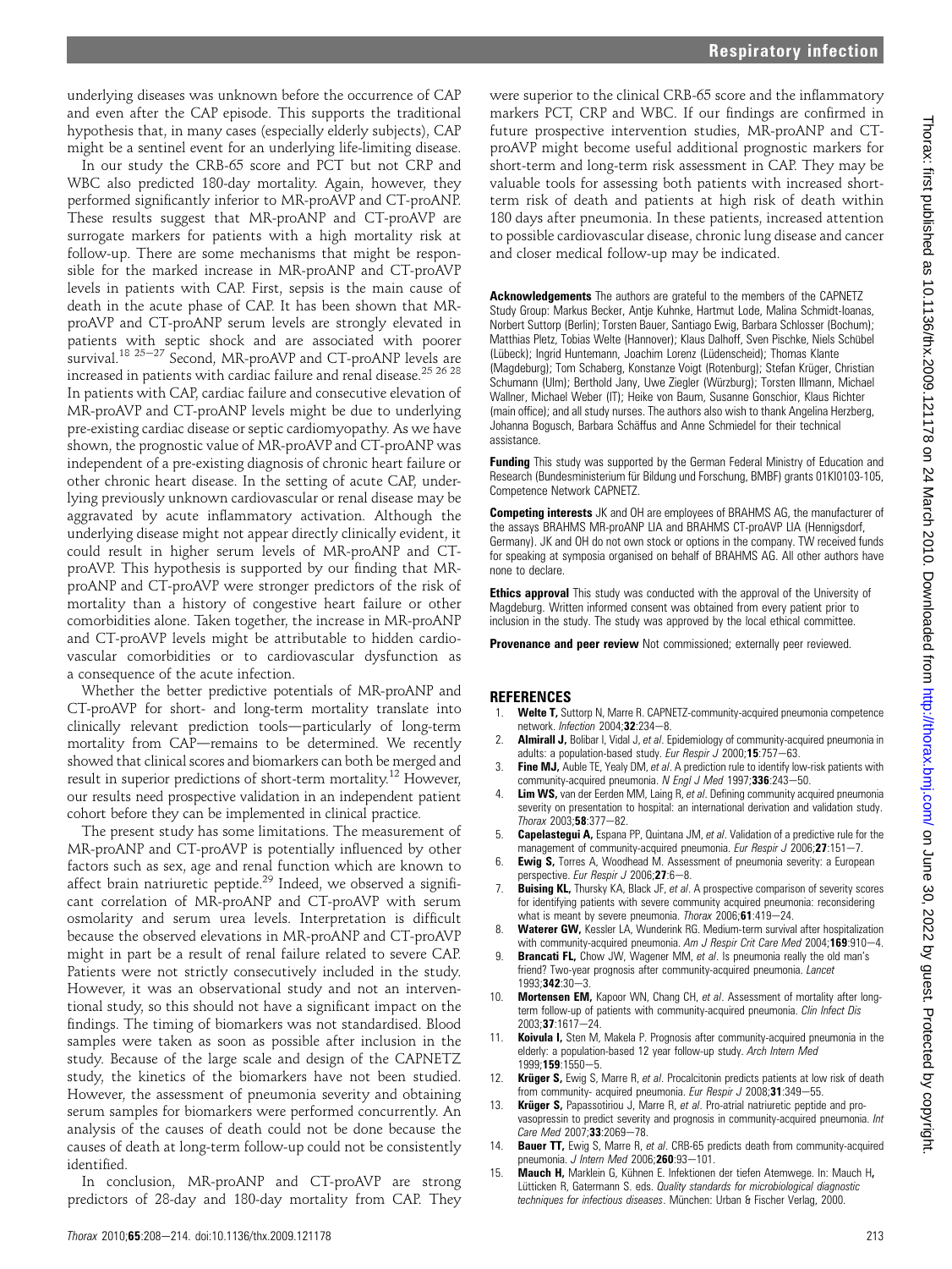underlying diseases was unknown before the occurrence of CAP and even after the CAP episode. This supports the traditional hypothesis that, in many cases (especially elderly subjects), CAP might be a sentinel event for an underlying life-limiting disease.

In our study the CRB-65 score and PCT but not CRP and WBC also predicted 180-day mortality. Again, however, they performed significantly inferior to MR-proAVP and CT-proANP. These results suggest that MR-proANP and CT-proAVP are surrogate markers for patients with a high mortality risk at follow-up. There are some mechanisms that might be responsible for the marked increase in MR-proANP and CT-proAVP levels in patients with CAP. First, sepsis is the main cause of death in the acute phase of CAP. It has been shown that MR-proAVP and CT-proANP serum levels are strongly elevated in patients with septic shock and are associated with poorer survival.[18 25–27] Second, MR-proAVP and CT-proANP levels are increased in patients with cardiac failure and renal disease.[25 26 28] In patients with CAP, cardiac failure and consecutive elevation of MR-proAVP and CT-proANP levels might be due to underlying pre-existing cardiac disease or septic cardiomyopathy. As we have shown, the prognostic value of MR-proAVP and CT-proANP was independent of a pre-existing diagnosis of chronic heart failure or other chronic heart disease. In the setting of acute CAP, underlying previously unknown cardiovascular or renal disease may be aggravated by acute inflammatory activation. Although the underlying disease might not appear directly clinically evident, it could result in higher serum levels of MR-proANP and CT-proAVP. This hypothesis is supported by our finding that MR-proANP and CT-proAVP were stronger predictors of the risk of mortality than a history of congestive heart failure or other comorbidities alone. Taken together, the increase in MR-proANP and CT-proAVP levels might be attributable to hidden cardiovascular comorbidities or to cardiovascular dysfunction as a consequence of the acute infection.

Whether the better predictive potentials of MR-proANP and CT-proAVP for short- and long-term mortality translate into clinically relevant prediction tools—particularly of long-term mortality from CAP—remains to be determined. We recently showed that clinical scores and biomarkers can both be merged and result in superior predictions of short-term mortality.[12] However, our results need prospective validation in an independent patient cohort before they can be implemented in clinical practice.

The present study has some limitations. The measurement of MR-proANP and CT-proAVP is potentially influenced by other factors such as sex, age and renal function which are known to affect brain natriuretic peptide.[29] Indeed, we observed a significant correlation of MR-proANP and CT-proAVP with serum osmolarity and serum urea levels. Interpretation is difficult because the observed elevations in MR-proANP and CT-proAVP might in part be a result of renal failure related to severe CAP. Patients were not strictly consecutively included in the study. However, it was an observational study and not an interventional study, so this should not have a significant impact on the findings. The timing of biomarkers was not standardised. Blood samples were taken as soon as possible after inclusion in the study. Because of the large scale and design of the CAPNETZ study, the kinetics of the biomarkers have not been studied. However, the assessment of pneumonia severity and obtaining serum samples for biomarkers were performed concurrently. An analysis of the causes of death could not be done because the causes of death at long-term follow-up could not be consistently identified.

In conclusion, MR-proANP and CT-proAVP are strong predictors of 28-day and 180-day mortality from CAP. They were superior to the clinical CRB-65 score and the inflammatory markers PCT, CRP and WBC. If our findings are confirmed in future prospective intervention studies, MR-proANP and CT-proAVP might become useful additional prognostic markers for short-term and long-term risk assessment in CAP. They may be valuable tools for assessing both patients with increased short-term risk of death and patients at high risk of death within 180 days after pneumonia. In these patients, increased attention to possible cardiovascular disease, chronic lung disease and cancer and closer medical follow-up may be indicated.

**Acknowledgements** The authors are grateful to the members of the CAPNETZ Study Group: Markus Becker, Antje Kuhnke, Hartmut Lode, Malina Schmidt-Ioanas, Norbert Suttorp (Berlin); Torsten Bauer, Santiago Ewig, Barbara Schlosser (Bochum); Matthias Pletz, Tobias Welte (Hannover); Klaus Dalhoff, Sven Pischke, Niels Schübel (Lübeck); Ingrid Huntemann, Joachim Lorenz (Lüdenscheid); Thomas Klante (Magdeburg); Tom Schaberg, Konstanze Voigt (Rotenburg); Stefan Krüger, Christian Schumann (Ulm); Berthold Jany, Uwe Ziegler (Würzburg); Torsten Illmann, Michael Wallner, Michael Weber (IT); Heike von Baum, Susanne Gonschior, Klaus Richter (main office); and all study nurses. The authors also wish to thank Angelina Herzberg, Johanna Bogusch, Barbara Schäffus and Anne Schmiedel for their technical assistance.

**Funding** This study was supported by the German Federal Ministry of Education and Research (Bundesministerium für Bildung und Forschung, BMBF) grants 01KI0103-105, Competence Network CAPNETZ.

**Competing interests** JK and OH are employees of BRAHMS AG, the manufacturer of the assays BRAHMS MR-proANP LIA and BRAHMS CT-proAVP LIA (Hennigsdorf, Germany). JK and OH do not own stock or options in the company. TW received funds for speaking at symposia organised on behalf of BRAHMS AG. All other authors have none to declare.

**Ethics approval** This study was conducted with the approval of the University of Magdeburg. Written informed consent was obtained from every patient prior to inclusion in the study. The study was approved by the local ethical committee.

**Provenance and peer review** Not commissioned; externally peer reviewed.

## REFERENCES

1. **Welte T,** Suttorp N, Marre R. CAPNETZ-community-acquired pneumonia competence network. *Infection* 2004;**32**:234–8.
2. **Almirall J,** Bolibar I, Vidal J, *et al*. Epidemiology of community-acquired pneumonia in adults: a population-based study. *Eur Respir J* 2000;**15**:757–63.
3. **Fine MJ,** Auble TE, Yealy DM, *et al*. A prediction rule to identify low-risk patients with community-acquired pneumonia. *N Engl J Med* 1997;**336**:243–50.
4. **Lim WS,** van der Eerden MM, Laing R, *et al*. Defining community acquired pneumonia severity on presentation to hospital: an international derivation and validation study. *Thorax* 2003;**58**:377–82.
5. **Capelastegui A,** Espana PP, Quintana JM, *et al*. Validation of a predictive rule for the management of community-acquired pneumonia. *Eur Respir J* 2006;**27**:151–7.
6. **Ewig S,** Torres A, Woodhead M. Assessment of pneumonia severity: a European perspective. *Eur Respir J* 2006;**27**:6–8.
7. **Buising KL,** Thursky KA, Black JF, *et al*. A prospective comparison of severity scores for identifying patients with severe community acquired pneumonia: reconsidering what is meant by severe pneumonia. *Thorax* 2006;**61**:419–24.
8. **Waterer GW,** Kessler LA, Wunderink RG. Medium-term survival after hospitalization with community-acquired pneumonia. *Am J Respir Crit Care Med* 2004;**169**:910–4.
9. **Brancati FL,** Chow JW, Wagener MM, *et al*. Is pneumonia really the old man's friend? Two-year prognosis after community-acquired pneumonia. *Lancet* 1993;**342**:30–3.
10. **Mortensen EM,** Kapoor WN, Chang CH, *et al*. Assessment of mortality after long-term follow-up of patients with community-acquired pneumonia. *Clin Infect Dis* 2003;**37**:1617–24.
11. **Koivula I,** Sten M, Makela P. Prognosis after community-acquired pneumonia in the elderly: a population-based 12 year follow-up study. *Arch Intern Med* 1999;**159**:1550–5.
12. **Krüger S,** Ewig S, Marre R, *et al*. Procalcitonin predicts patients at low risk of death from community- acquired pneumonia. *Eur Respir J* 2008;**31**:349–55.
13. **Krüger S,** Papassotiriou J, Marre R, *et al*. Pro-atrial natriuretic peptide and pro-vasopressin to predict severity and prognosis in community-acquired pneumonia. *Int Care Med* 2007;**33**:2069–78.
14. **Bauer TT,** Ewig S, Marre R, *et al*. CRB-65 predicts death from community-acquired pneumonia. *J Intern Med* 2006;**260**:93–101.
15. **Mauch H,** Marklein G, Kühnen E. Infektionen der tiefen Atemwege. In: Mauch H, Lütticken R, Gatermann S. eds. *Quality standards for microbiological diagnostic techniques for infectious diseases*. München: Urban & Fischer Verlag, 2000.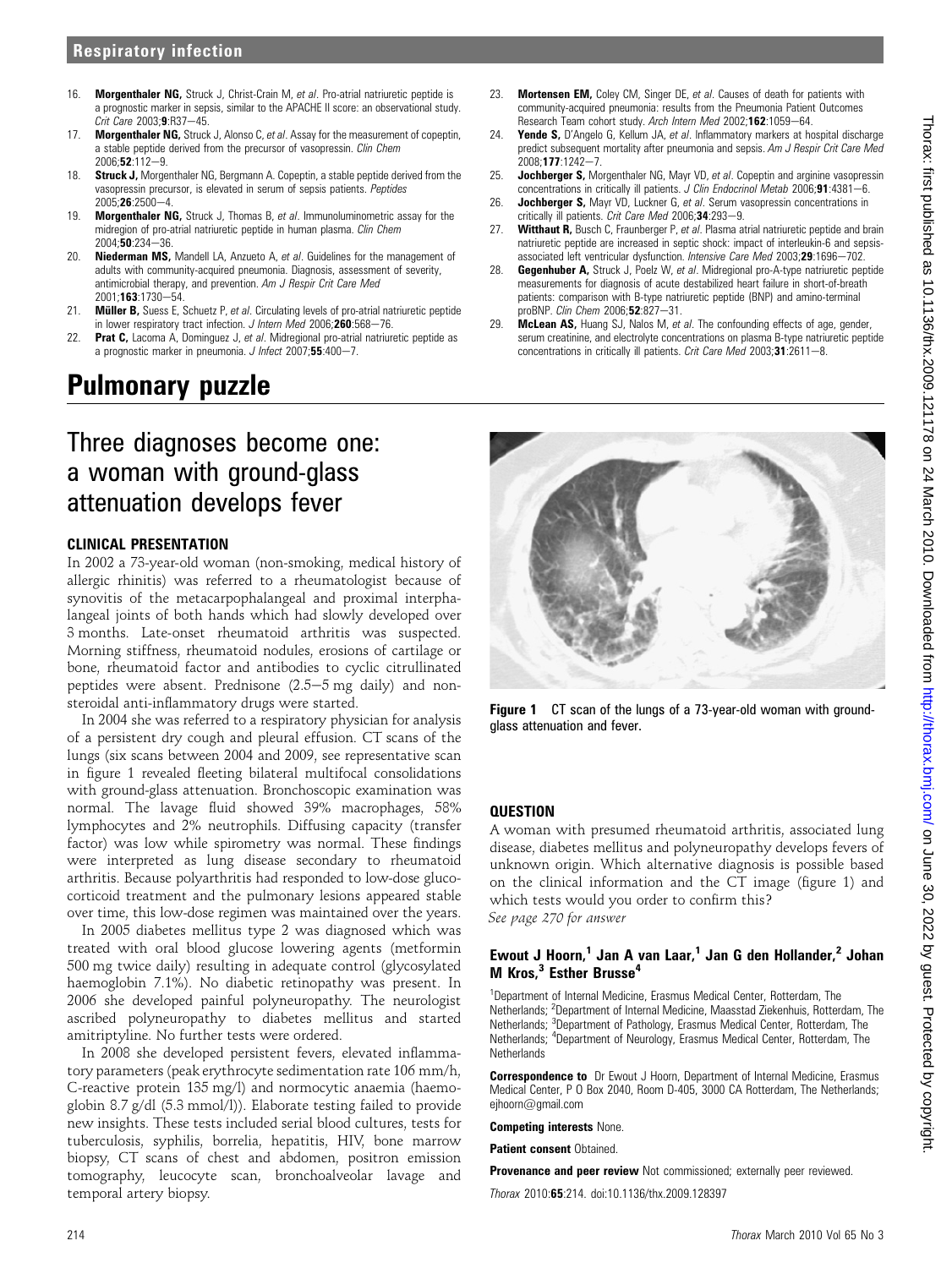16. **Morgenthaler NG,** Struck J, Christ-Crain M, *et al*. Pro-atrial natriuretic peptide is a prognostic marker in sepsis, similar to the APACHE II score: an observational study. *Crit Care* 2003;**9**:R37–45.
17. **Morgenthaler NG,** Struck J, Alonso C, *et al*. Assay for the measurement of copeptin, a stable peptide derived from the precursor of vasopressin. *Clin Chem* 2006;**52**:112–9.
18. **Struck J,** Morgenthaler NG, Bergmann A. Copeptin, a stable peptide derived from the vasopressin precursor, is elevated in serum of sepsis patients. *Peptides* 2005;**26**:2500–4.
19. **Morgenthaler NG,** Struck J, Thomas B, *et al*. Immunoluminometric assay for the midregion of pro-atrial natriuretic peptide in human plasma. *Clin Chem* 2004;**50**:234–36.
20. **Niederman MS,** Mandell LA, Anzueto A, *et al*. Guidelines for the management of adults with community-acquired pneumonia. Diagnosis, assessment of severity, antimicrobial therapy, and prevention. *Am J Respir Crit Care Med* 2001;**163**:1730–54.
21. **Müller B,** Suess E, Schuetz P, *et al*. Circulating levels of pro-atrial natriuretic peptide in lower respiratory tract infection. *J Intern Med* 2006;**260**:568–76.
22. **Prat C,** Lacoma A, Dominguez J, *et al*. Midregional pro-atrial natriuretic peptide as a prognostic marker in pneumonia. *J Infect* 2007;**55**:400–7.
23. **Mortensen EM,** Coley CM, Singer DE, *et al*. Causes of death for patients with community-acquired pneumonia: results from the Pneumonia Patient Outcomes Research Team cohort study. *Arch Intern Med* 2002;**162**:1059–64.
24. **Yende S,** D'Angelo G, Kellum JA, *et al*. Inflammatory markers at hospital discharge predict subsequent mortality after pneumonia and sepsis. *Am J Respir Crit Care Med* 2008;**177**:1242–7.
25. **Jochberger S,** Morgenthaler NG, Mayr VD, *et al*. Copeptin and arginine vasopressin concentrations in critically ill patients. *J Clin Endocrinol Metab* 2006;**91**:4381–6.
26. **Jochberger S,** Mayr VD, Luckner G, *et al*. Serum vasopressin concentrations in critically ill patients. *Crit Care Med* 2006;**34**:293–9.
27. **Witthaut R,** Busch C, Fraunberger P, *et al*. Plasma atrial natriuretic peptide and brain natriuretic peptide are increased in septic shock: impact of interleukin-6 and sepsis-associated left ventricular dysfunction. *Intensive Care Med* 2003;**29**:1696–702.
28. **Gegenhuber A,** Struck J, Poelz W, *et al*. Midregional pro-A-type natriuretic peptide measurements for diagnosis of acute destabilized heart failure in short-of-breath patients: comparison with B-type natriuretic peptide (BNP) and amino-terminal proBNP. *Clin Chem* 2006;**52**:827–31.
29. **McLean AS,** Huang SJ, Nalos M, *et al*. The confounding effects of age, gender, serum creatinine, and electrolyte concentrations on plasma B-type natriuretic peptide concentrations in critically ill patients. *Crit Care Med* 2003;**31**:2611–8.

# Pulmonary puzzle

## Three diagnoses become one: a woman with ground-glass attenuation develops fever

### CLINICAL PRESENTATION

In 2002 a 73-year-old woman (non-smoking, medical history of allergic rhinitis) was referred to a rheumatologist because of synovitis of the metacarpophalangeal and proximal interphalangeal joints of both hands which had slowly developed over 3 months. Late-onset rheumatoid arthritis was suspected. Morning stiffness, rheumatoid nodules, erosions of cartilage or bone, rheumatoid factor and antibodies to cyclic citrullinated peptides were absent. Prednisone (2.5–5 mg daily) and non-steroidal anti-inflammatory drugs were started.

In 2004 she was referred to a respiratory physician for analysis of a persistent dry cough and pleural effusion. CT scans of the lungs (six scans between 2004 and 2009, see representative scan in figure 1 revealed fleeting bilateral multifocal consolidations with ground-glass attenuation. Bronchoscopic examination was normal. The lavage fluid showed 39% macrophages, 58% lymphocytes and 2% neutrophils. Diffusing capacity (transfer factor) was low while spirometry was normal. These findings were interpreted as lung disease secondary to rheumatoid arthritis. Because polyarthritis had responded to low-dose glucocorticoid treatment and the pulmonary lesions appeared stable over time, this low-dose regimen was maintained over the years.

In 2005 diabetes mellitus type 2 was diagnosed which was treated with oral blood glucose lowering agents (metformin 500 mg twice daily) resulting in adequate control (glycosylated haemoglobin 7.1%). No diabetic retinopathy was present. In 2006 she developed painful polyneuropathy. The neurologist ascribed polyneuropathy to diabetes mellitus and started amitriptyline. No further tests were ordered.

In 2008 she developed persistent fevers, elevated inflammatory parameters (peak erythrocyte sedimentation rate 106 mm/h, C-reactive protein 135 mg/l) and normocytic anaemia (haemoglobin 8.7 g/dl (5.3 mmol/l)). Elaborate testing failed to provide new insights. These tests included serial blood cultures, tests for tuberculosis, syphilis, borrelia, hepatitis, HIV, bone marrow biopsy, CT scans of chest and abdomen, positron emission tomography, leucocyte scan, bronchoalveolar lavage and temporal artery biopsy.

**Figure 1** CT scan of the lungs of a 73-year-old woman with ground-glass attenuation and fever.

### QUESTION

A woman with presumed rheumatoid arthritis, associated lung disease, diabetes mellitus and polyneuropathy develops fevers of unknown origin. Which alternative diagnosis is possible based on the clinical information and the CT image (figure 1) and which tests would you order to confirm this?

*See page 270 for answer*

**Ewout J Hoorn,[1] Jan A van Laar,[1] Jan G den Hollander,[2] Johan M Kros,[3] Esther Brusse[4]**

[1]Department of Internal Medicine, Erasmus Medical Center, Rotterdam, The Netherlands; [2]Department of Internal Medicine, Maasstad Ziekenhuis, Rotterdam, The Netherlands; [3]Department of Pathology, Erasmus Medical Center, Rotterdam, The Netherlands; [4]Department of Neurology, Erasmus Medical Center, Rotterdam, The Netherlands

**Correspondence to** Dr Ewout J Hoorn, Department of Internal Medicine, Erasmus Medical Center, P O Box 2040, Room D-405, 3000 CA Rotterdam, The Netherlands; ejhoorn@gmail.com

**Competing interests** None.

**Patient consent** Obtained.

**Provenance and peer review** Not commissioned; externally peer reviewed.

Thorax 2010;65:214. doi:10.1136/thx.2009.128397